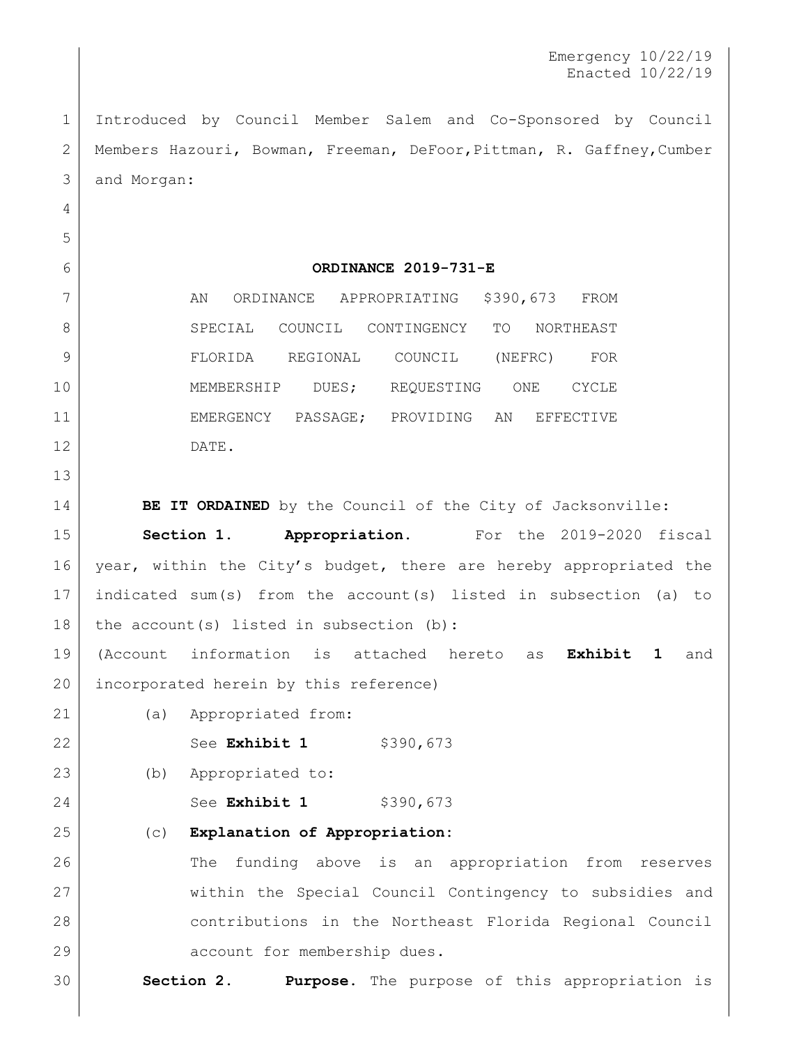Emergency 10/22/19
Enacted 10/22/19

Introduced by Council Member Salem and Co-Sponsored by Council Members Hazouri, Bowman, Freeman, DeFoor,Pittman, R. Gaffney,Cumber and Morgan:

## ORDINANCE 2019-731-E

AN ORDINANCE APPROPRIATING $390,673 FROM SPECIAL COUNCIL CONTINGENCY TO NORTHEAST FLORIDA REGIONAL COUNCIL (NEFRC) FOR MEMBERSHIP DUES; REQUESTING ONE CYCLE EMERGENCY PASSAGE; PROVIDING AN EFFECTIVE DATE.

**BE IT ORDAINED** by the Council of the City of Jacksonville:

**Section 1. Appropriation.** For the 2019-2020 fiscal year, within the City's budget, there are hereby appropriated the indicated sum(s) from the account(s) listed in subsection (a) to the account(s) listed in subsection (b):

(Account information is attached hereto as **Exhibit 1** and incorporated herein by this reference)

(a) Appropriated from:

See **Exhibit 1** $390,673

(b) Appropriated to:

See **Exhibit 1** $390,673

(c) **Explanation of Appropriation:**

The funding above is an appropriation from reserves within the Special Council Contingency to subsidies and contributions in the Northeast Florida Regional Council account for membership dues.

**Section 2. Purpose.** The purpose of this appropriation is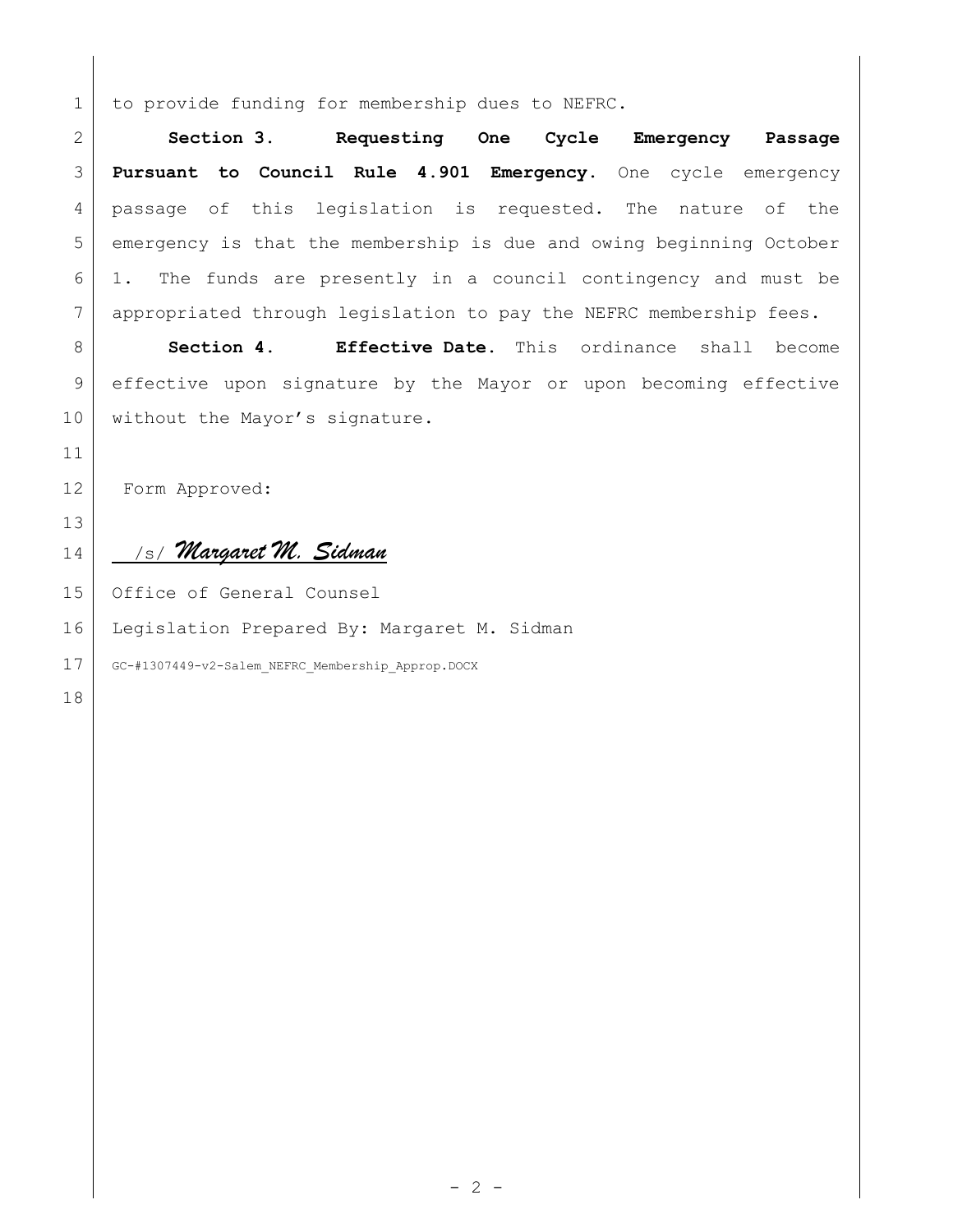to provide funding for membership dues to NEFRC.

**Section 3. Requesting One Cycle Emergency Passage Pursuant to Council Rule 4.901 Emergency.** One cycle emergency passage of this legislation is requested. The nature of the emergency is that the membership is due and owing beginning October 1. The funds are presently in a council contingency and must be appropriated through legislation to pay the NEFRC membership fees.

**Section 4. Effective Date.** This ordinance shall become effective upon signature by the Mayor or upon becoming effective without the Mayor's signature.

Form Approved:

/s/ *Margaret M. Sidman*

Office of General Counsel

Legislation Prepared By: Margaret M. Sidman

GC-#1307449-v2-Salem_NEFRC_Membership_Approp.DOCX